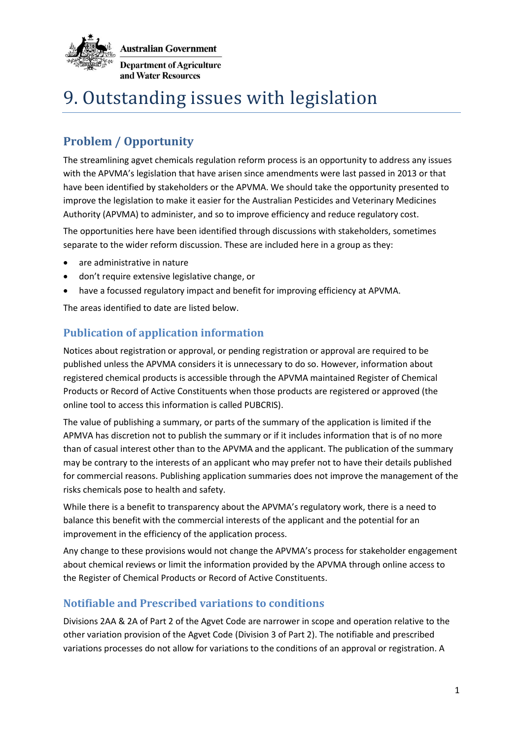Australian Government

Department of Agriculture and Water Resources

# 9. Outstanding issues with legislation

## Problem / Opportunity

The streamlining agvet chemicals regulation reform process is an opportunity to address any issues with the APVMA's legislation that have arisen since amendments were last passed in 2013 or that have been identified by stakeholders or the APVMA. We should take the opportunity presented to improve the legislation to make it easier for the Australian Pesticides and Veterinary Medicines Authority (APVMA) to administer, and so to improve efficiency and reduce regulatory cost.

The opportunities here have been identified through discussions with stakeholders, sometimes separate to the wider reform discussion. These are included here in a group as they:

- are administrative in nature
- don't require extensive legislative change, or
- have a focussed regulatory impact and benefit for improving efficiency at APVMA.

The areas identified to date are listed below.

### Publication of application information

Notices about registration or approval, or pending registration or approval are required to be published unless the APVMA considers it is unnecessary to do so. However, information about registered chemical products is accessible through the APVMA maintained Register of Chemical Products or Record of Active Constituents when those products are registered or approved (the online tool to access this information is called PUBCRIS).

The value of publishing a summary, or parts of the summary of the application is limited if the APMVA has discretion not to publish the summary or if it includes information that is of no more than of casual interest other than to the APVMA and the applicant. The publication of the summary may be contrary to the interests of an applicant who may prefer not to have their details published for commercial reasons. Publishing application summaries does not improve the management of the risks chemicals pose to health and safety.

While there is a benefit to transparency about the APVMA's regulatory work, there is a need to balance this benefit with the commercial interests of the applicant and the potential for an improvement in the efficiency of the application process.

Any change to these provisions would not change the APVMA's process for stakeholder engagement about chemical reviews or limit the information provided by the APVMA through online access to the Register of Chemical Products or Record of Active Constituents.

### Notifiable and Prescribed variations to conditions

Divisions 2AA & 2A of Part 2 of the Agvet Code are narrower in scope and operation relative to the other variation provision of the Agvet Code (Division 3 of Part 2). The notifiable and prescribed variations processes do not allow for variations to the conditions of an approval or registration. A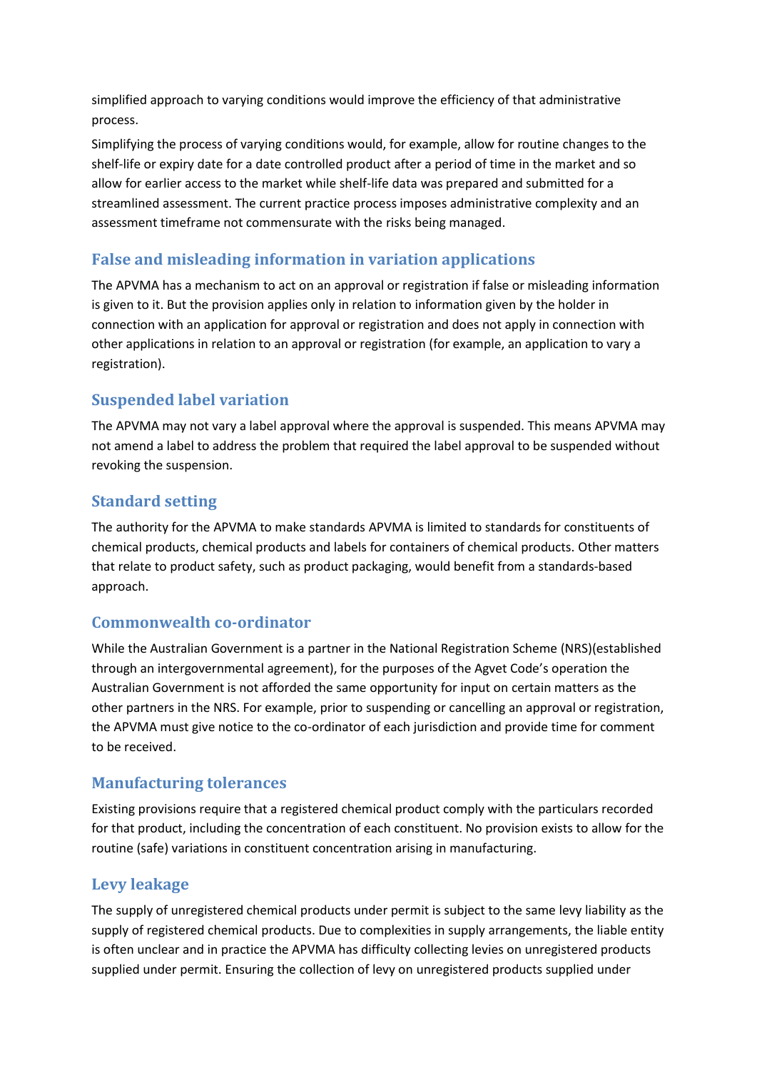simplified approach to varying conditions would improve the efficiency of that administrative process.

Simplifying the process of varying conditions would, for example, allow for routine changes to the shelf-life or expiry date for a date controlled product after a period of time in the market and so allow for earlier access to the market while shelf-life data was prepared and submitted for a streamlined assessment. The current practice process imposes administrative complexity and an assessment timeframe not commensurate with the risks being managed.

## False and misleading information in variation applications

The APVMA has a mechanism to act on an approval or registration if false or misleading information is given to it. But the provision applies only in relation to information given by the holder in connection with an application for approval or registration and does not apply in connection with other applications in relation to an approval or registration (for example, an application to vary a registration).

## Suspended label variation

The APVMA may not vary a label approval where the approval is suspended. This means APVMA may not amend a label to address the problem that required the label approval to be suspended without revoking the suspension.

## Standard setting

The authority for the APVMA to make standards APVMA is limited to standards for constituents of chemical products, chemical products and labels for containers of chemical products. Other matters that relate to product safety, such as product packaging, would benefit from a standards-based approach.

## Commonwealth co-ordinator

While the Australian Government is a partner in the National Registration Scheme (NRS)(established through an intergovernmental agreement), for the purposes of the Agvet Code's operation the Australian Government is not afforded the same opportunity for input on certain matters as the other partners in the NRS. For example, prior to suspending or cancelling an approval or registration, the APVMA must give notice to the co-ordinator of each jurisdiction and provide time for comment to be received.

## Manufacturing tolerances

Existing provisions require that a registered chemical product comply with the particulars recorded for that product, including the concentration of each constituent. No provision exists to allow for the routine (safe) variations in constituent concentration arising in manufacturing.

## Levy leakage

The supply of unregistered chemical products under permit is subject to the same levy liability as the supply of registered chemical products. Due to complexities in supply arrangements, the liable entity is often unclear and in practice the APVMA has difficulty collecting levies on unregistered products supplied under permit. Ensuring the collection of levy on unregistered products supplied under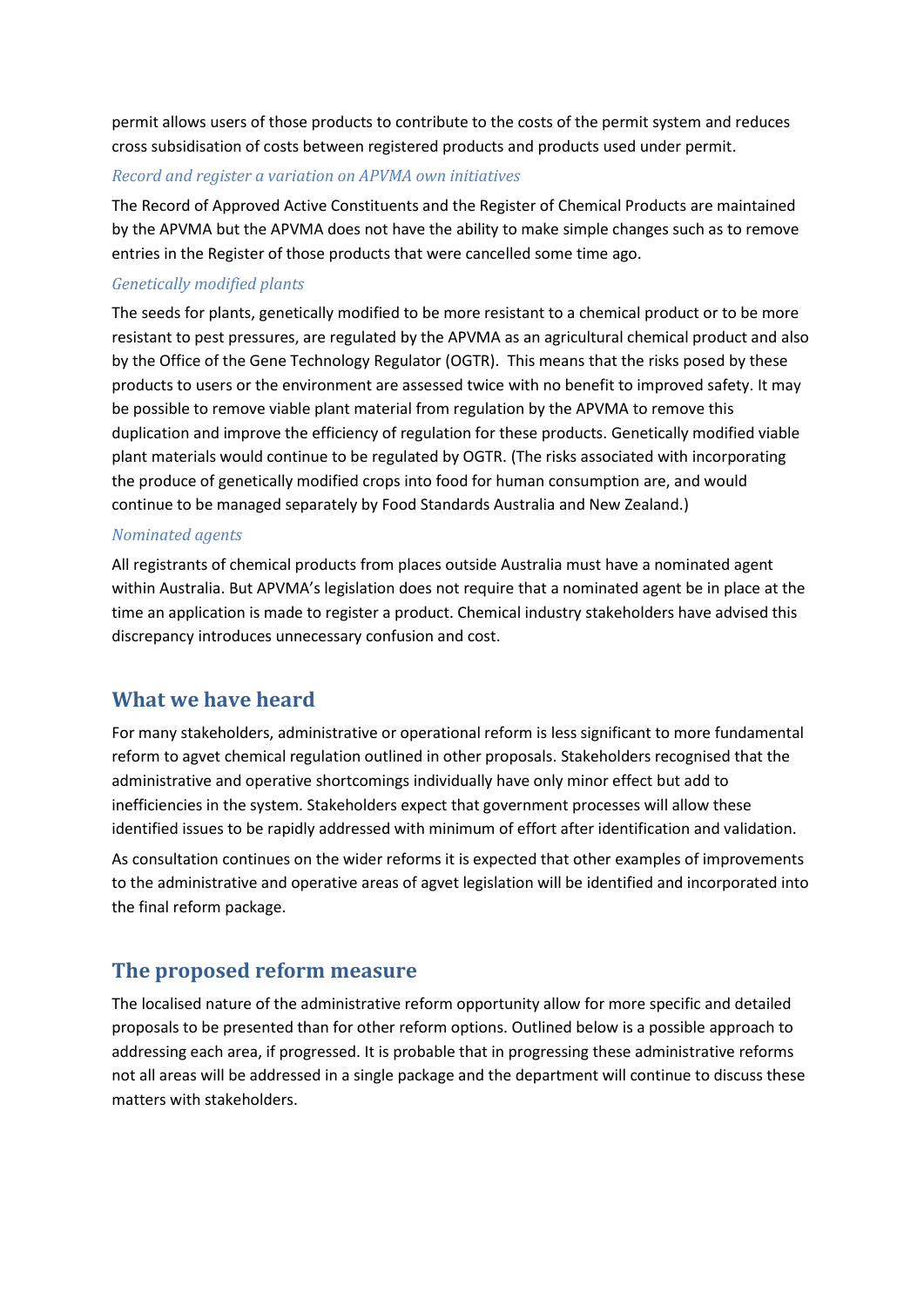permit allows users of those products to contribute to the costs of the permit system and reduces cross subsidisation of costs between registered products and products used under permit.

### *Record and register a variation on APVMA own initiatives*

The Record of Approved Active Constituents and the Register of Chemical Products are maintained by the APVMA but the APVMA does not have the ability to make simple changes such as to remove entries in the Register of those products that were cancelled some time ago.

### *Genetically modified plants*

The seeds for plants, genetically modified to be more resistant to a chemical product or to be more resistant to pest pressures, are regulated by the APVMA as an agricultural chemical product and also by the Office of the Gene Technology Regulator (OGTR). This means that the risks posed by these products to users or the environment are assessed twice with no benefit to improved safety. It may be possible to remove viable plant material from regulation by the APVMA to remove this duplication and improve the efficiency of regulation for these products. Genetically modified viable plant materials would continue to be regulated by OGTR. (The risks associated with incorporating the produce of genetically modified crops into food for human consumption are, and would continue to be managed separately by Food Standards Australia and New Zealand.)

### *Nominated agents*

All registrants of chemical products from places outside Australia must have a nominated agent within Australia. But APVMA's legislation does not require that a nominated agent be in place at the time an application is made to register a product. Chemical industry stakeholders have advised this discrepancy introduces unnecessary confusion and cost.

## What we have heard

For many stakeholders, administrative or operational reform is less significant to more fundamental reform to agvet chemical regulation outlined in other proposals. Stakeholders recognised that the administrative and operative shortcomings individually have only minor effect but add to inefficiencies in the system. Stakeholders expect that government processes will allow these identified issues to be rapidly addressed with minimum of effort after identification and validation.

As consultation continues on the wider reforms it is expected that other examples of improvements to the administrative and operative areas of agvet legislation will be identified and incorporated into the final reform package.

## The proposed reform measure

The localised nature of the administrative reform opportunity allow for more specific and detailed proposals to be presented than for other reform options. Outlined below is a possible approach to addressing each area, if progressed. It is probable that in progressing these administrative reforms not all areas will be addressed in a single package and the department will continue to discuss these matters with stakeholders.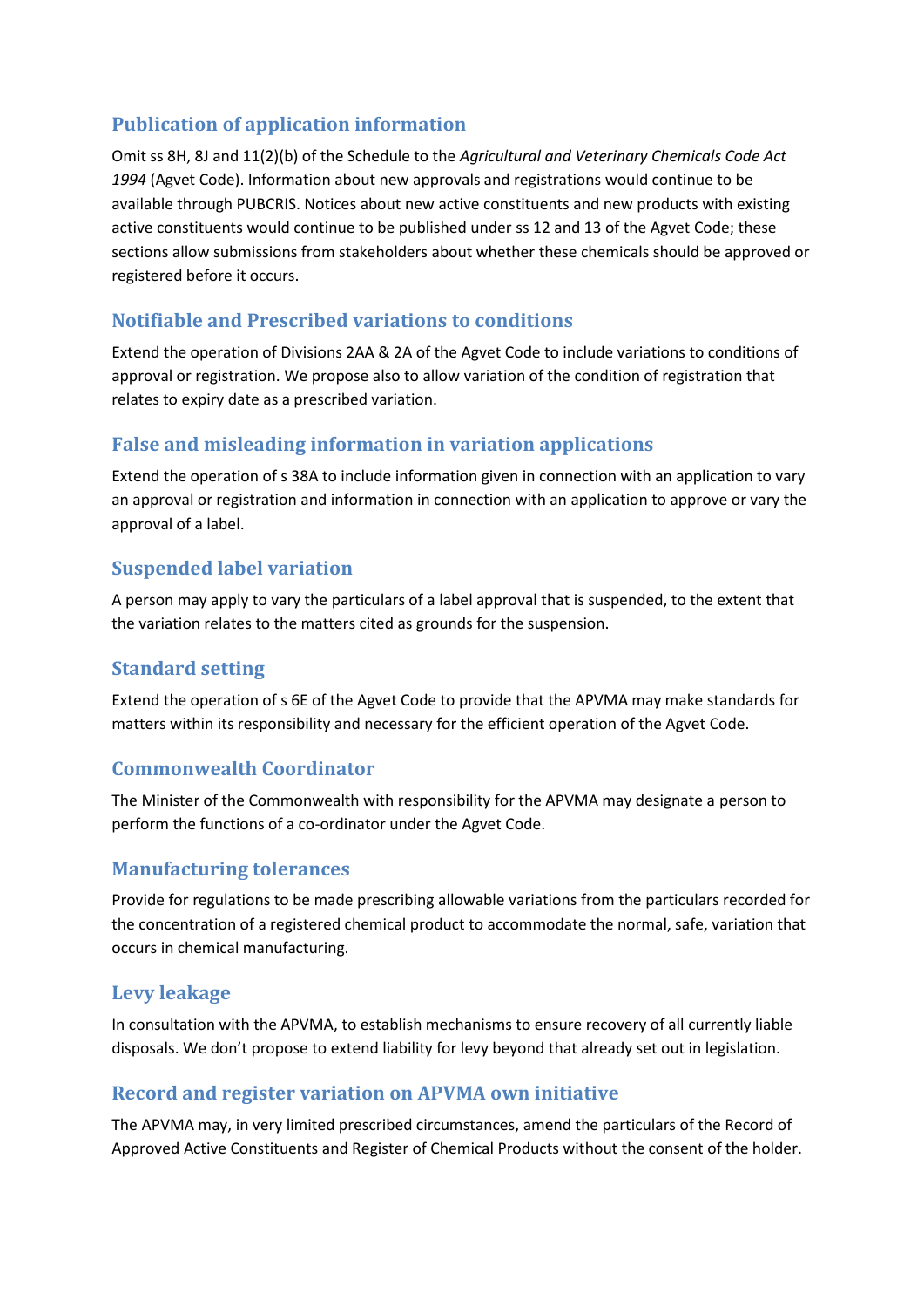## Publication of application information

Omit ss 8H, 8J and 11(2)(b) of the Schedule to the *Agricultural and Veterinary Chemicals Code Act 1994* (Agvet Code). Information about new approvals and registrations would continue to be available through PUBCRIS. Notices about new active constituents and new products with existing active constituents would continue to be published under ss 12 and 13 of the Agvet Code; these sections allow submissions from stakeholders about whether these chemicals should be approved or registered before it occurs.

## Notifiable and Prescribed variations to conditions

Extend the operation of Divisions 2AA & 2A of the Agvet Code to include variations to conditions of approval or registration. We propose also to allow variation of the condition of registration that relates to expiry date as a prescribed variation.

## False and misleading information in variation applications

Extend the operation of s 38A to include information given in connection with an application to vary an approval or registration and information in connection with an application to approve or vary the approval of a label.

## Suspended label variation

A person may apply to vary the particulars of a label approval that is suspended, to the extent that the variation relates to the matters cited as grounds for the suspension.

## Standard setting

Extend the operation of s 6E of the Agvet Code to provide that the APVMA may make standards for matters within its responsibility and necessary for the efficient operation of the Agvet Code.

## Commonwealth Coordinator

The Minister of the Commonwealth with responsibility for the APVMA may designate a person to perform the functions of a co-ordinator under the Agvet Code.

## Manufacturing tolerances

Provide for regulations to be made prescribing allowable variations from the particulars recorded for the concentration of a registered chemical product to accommodate the normal, safe, variation that occurs in chemical manufacturing.

## Levy leakage

In consultation with the APVMA, to establish mechanisms to ensure recovery of all currently liable disposals. We don't propose to extend liability for levy beyond that already set out in legislation.

## Record and register variation on APVMA own initiative

The APVMA may, in very limited prescribed circumstances, amend the particulars of the Record of Approved Active Constituents and Register of Chemical Products without the consent of the holder.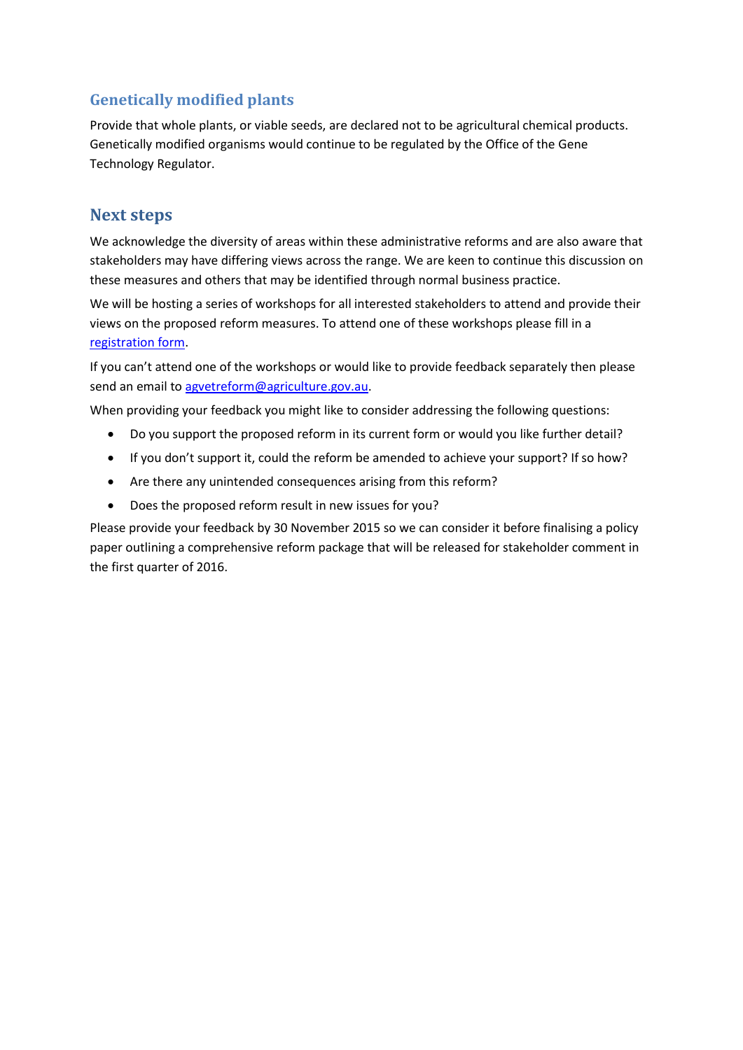## Genetically modified plants

Provide that whole plants, or viable seeds, are declared not to be agricultural chemical products. Genetically modified organisms would continue to be regulated by the Office of the Gene Technology Regulator.

## Next steps

We acknowledge the diversity of areas within these administrative reforms and are also aware that stakeholders may have differing views across the range. We are keen to continue this discussion on these measures and others that may be identified through normal business practice.

We will be hosting a series of workshops for all interested stakeholders to attend and provide their views on the proposed reform measures. To attend one of these workshops please fill in a registration form.

If you can't attend one of the workshops or would like to provide feedback separately then please send an email to agvetreform@agriculture.gov.au.

When providing your feedback you might like to consider addressing the following questions:

- Do you support the proposed reform in its current form or would you like further detail?
- If you don't support it, could the reform be amended to achieve your support? If so how?
- Are there any unintended consequences arising from this reform?
- Does the proposed reform result in new issues for you?

Please provide your feedback by 30 November 2015 so we can consider it before finalising a policy paper outlining a comprehensive reform package that will be released for stakeholder comment in the first quarter of 2016.